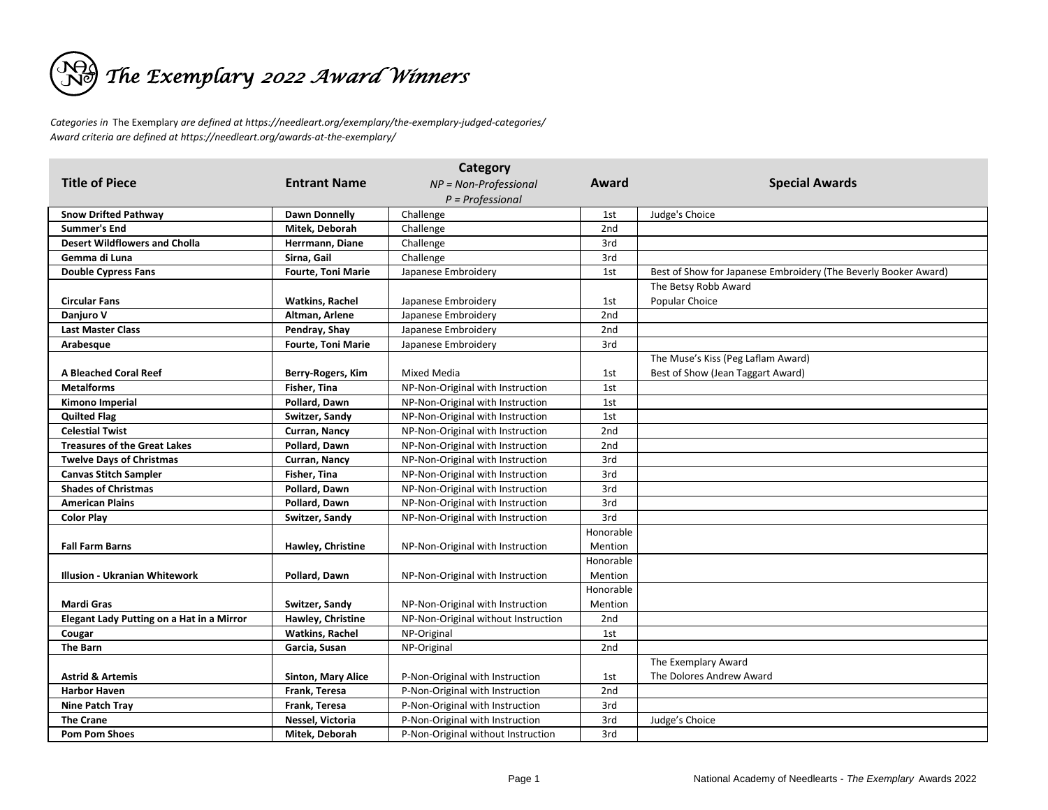# *The Exemplary 2022 Award Winners*

*Categories in* The Exemplary *are defined at https://needleart.org/exemplary/the-exemplary-judged-categories/*
*Award criteria are defined at https://needleart.org/awards-at-the-exemplary/*

| Title of Piece | Entrant Name | Category<br>*NP = Non-Professional*<br>*P = Professional* | Award | Special Awards |
|---|---|---|---|---|
| **Snow Drifted Pathway** | **Dawn Donnelly** | Challenge | 1st | Judge's Choice |
| **Summer's End** | **Mitek, Deborah** | Challenge | 2nd | |
| **Desert Wildflowers and Cholla** | **Herrmann, Diane** | Challenge | 3rd | |
| **Gemma di Luna** | **Sirna, Gail** | Challenge | 3rd | |
| **Double Cypress Fans** | **Fourte, Toni Marie** | Japanese Embroidery | 1st | Best of Show for Japanese Embroidery (The Beverly Booker Award) |
| **Circular Fans** | **Watkins, Rachel** | Japanese Embroidery | 1st | The Betsy Robb Award<br>Popular Choice |
| **Danjuro V** | **Altman, Arlene** | Japanese Embroidery | 2nd | |
| **Last Master Class** | **Pendray, Shay** | Japanese Embroidery | 2nd | |
| **Arabesque** | **Fourte, Toni Marie** | Japanese Embroidery | 3rd | |
| **A Bleached Coral Reef** | **Berry-Rogers, Kim** | Mixed Media | 1st | The Muse's Kiss (Peg Laflam Award)<br>Best of Show (Jean Taggart Award) |
| **Metalforms** | **Fisher, Tina** | NP-Non-Original with Instruction | 1st | |
| **Kimono Imperial** | **Pollard, Dawn** | NP-Non-Original with Instruction | 1st | |
| **Quilted Flag** | **Switzer, Sandy** | NP-Non-Original with Instruction | 1st | |
| **Celestial Twist** | **Curran, Nancy** | NP-Non-Original with Instruction | 2nd | |
| **Treasures of the Great Lakes** | **Pollard, Dawn** | NP-Non-Original with Instruction | 2nd | |
| **Twelve Days of Christmas** | **Curran, Nancy** | NP-Non-Original with Instruction | 3rd | |
| **Canvas Stitch Sampler** | **Fisher, Tina** | NP-Non-Original with Instruction | 3rd | |
| **Shades of Christmas** | **Pollard, Dawn** | NP-Non-Original with Instruction | 3rd | |
| **American Plains** | **Pollard, Dawn** | NP-Non-Original with Instruction | 3rd | |
| **Color Play** | **Switzer, Sandy** | NP-Non-Original with Instruction | 3rd | |
| **Fall Farm Barns** | **Hawley, Christine** | NP-Non-Original with Instruction | Honorable Mention | |
| **Illusion - Ukranian Whitework** | **Pollard, Dawn** | NP-Non-Original with Instruction | Honorable Mention | |
| **Mardi Gras** | **Switzer, Sandy** | NP-Non-Original with Instruction | Honorable Mention | |
| **Elegant Lady Putting on a Hat in a Mirror** | **Hawley, Christine** | NP-Non-Original without Instruction | 2nd | |
| **Cougar** | **Watkins, Rachel** | NP-Original | 1st | |
| **The Barn** | **Garcia, Susan** | NP-Original | 2nd | |
| **Astrid & Artemis** | **Sinton, Mary Alice** | P-Non-Original with Instruction | 1st | The Exemplary Award<br>The Dolores Andrew Award |
| **Harbor Haven** | **Frank, Teresa** | P-Non-Original with Instruction | 2nd | |
| **Nine Patch Tray** | **Frank, Teresa** | P-Non-Original with Instruction | 3rd | |
| **The Crane** | **Nessel, Victoria** | P-Non-Original with Instruction | 3rd | Judge's Choice |
| **Pom Pom Shoes** | **Mitek, Deborah** | P-Non-Original without Instruction | 3rd | |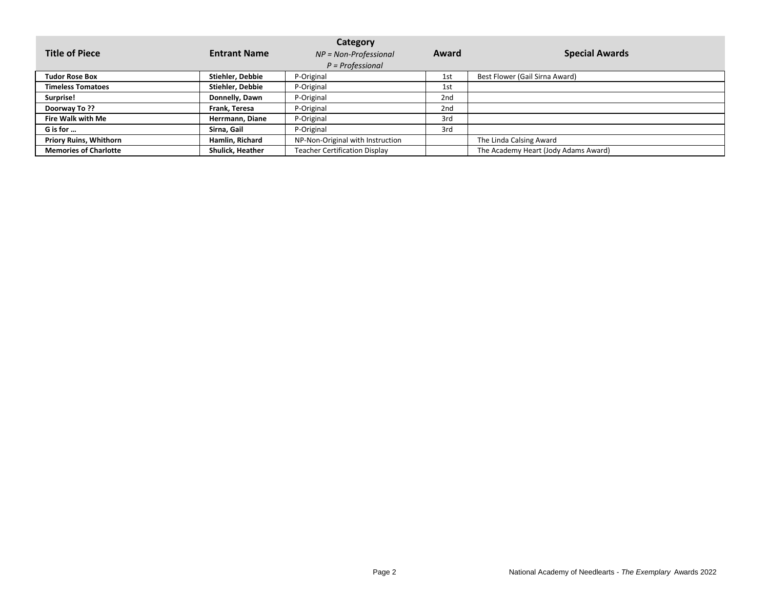| Title of Piece | Entrant Name | Category<br>*NP = Non-Professional*<br>*P = Professional* | Award | Special Awards |
|---|---|---|---|---|
| **Tudor Rose Box** | **Stiehler, Debbie** | P-Original | 1st | Best Flower (Gail Sirna Award) |
| **Timeless Tomatoes** | **Stiehler, Debbie** | P-Original | 1st | |
| **Surprise!** | **Donnelly, Dawn** | P-Original | 2nd | |
| **Doorway To ??** | **Frank, Teresa** | P-Original | 2nd | |
| **Fire Walk with Me** | **Herrmann, Diane** | P-Original | 3rd | |
| **G is for …** | **Sirna, Gail** | P-Original | 3rd | |
| **Priory Ruins, Whithorn** | **Hamlin, Richard** | NP-Non-Original with Instruction | | The Linda Calsing Award |
| **Memories of Charlotte** | **Shulick, Heather** | Teacher Certification Display | | The Academy Heart (Jody Adams Award) |